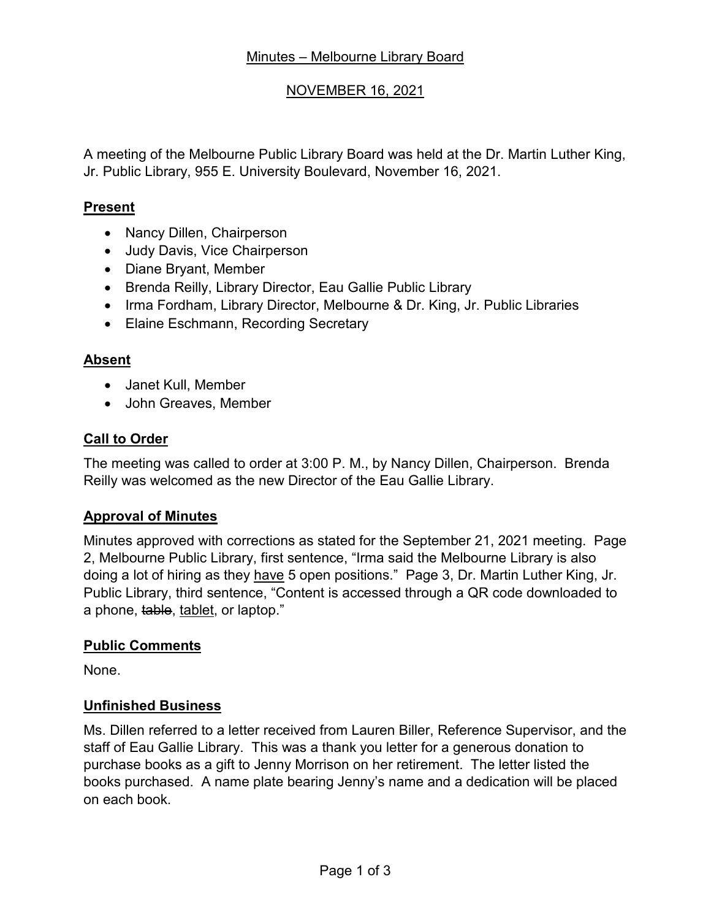# Minutes – Melbourne Library Board

## NOVEMBER 16, 2021

A meeting of the Melbourne Public Library Board was held at the Dr. Martin Luther King, Jr. Public Library, 955 E. University Boulevard, November 16, 2021.

### Present

- Nancy Dillen, Chairperson
- Judy Davis, Vice Chairperson
- Diane Bryant, Member
- Brenda Reilly, Library Director, Eau Gallie Public Library
- Irma Fordham, Library Director, Melbourne & Dr. King, Jr. Public Libraries
- Elaine Eschmann, Recording Secretary

### Absent

- Janet Kull, Member
- John Greaves, Member

### Call to Order

The meeting was called to order at 3:00 P. M., by Nancy Dillen, Chairperson. Brenda Reilly was welcomed as the new Director of the Eau Gallie Library.

### Approval of Minutes

Minutes approved with corrections as stated for the September 21, 2021 meeting. Page 2, Melbourne Public Library, first sentence, "Irma said the Melbourne Library is also doing a lot of hiring as they <u>have</u> 5 open positions." Page 3, Dr. Martin Luther King, Jr. Public Library, third sentence, "Content is accessed through a QR code downloaded to a phone, ~~table~~, <u>tablet</u>, or laptop."

### Public Comments

None.

### Unfinished Business

Ms. Dillen referred to a letter received from Lauren Biller, Reference Supervisor, and the staff of Eau Gallie Library. This was a thank you letter for a generous donation to purchase books as a gift to Jenny Morrison on her retirement. The letter listed the books purchased. A name plate bearing Jenny's name and a dedication will be placed on each book.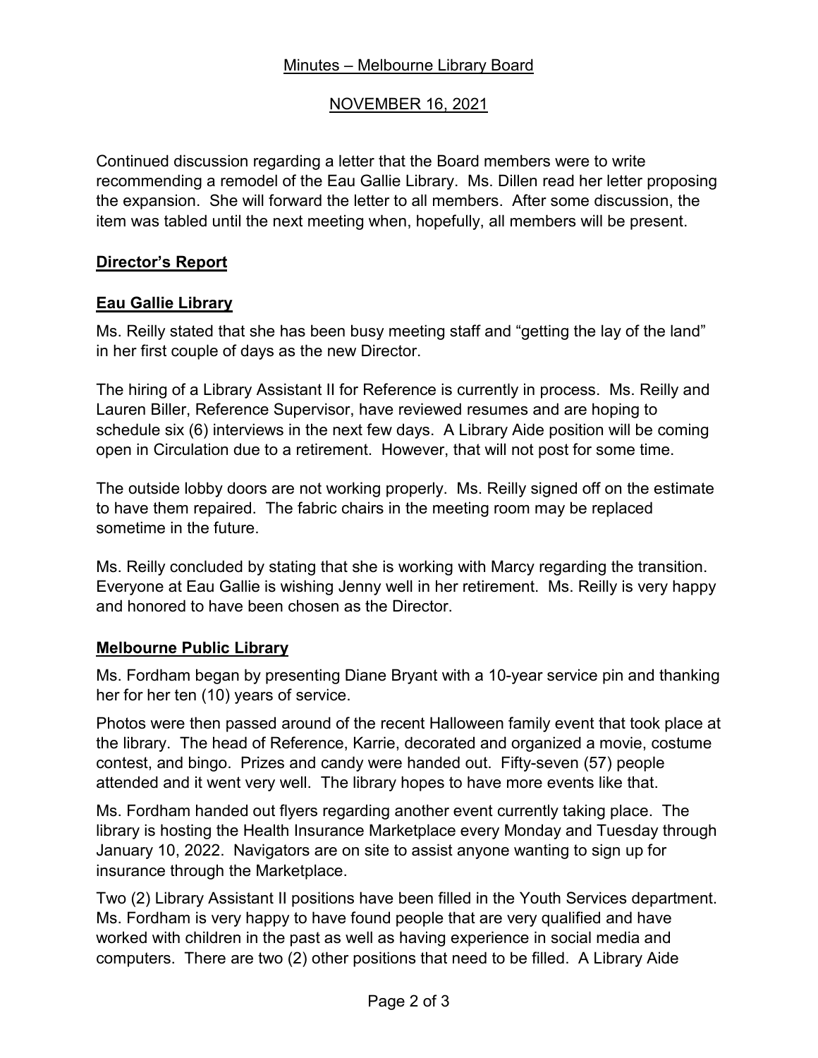Minutes – Melbourne Library Board

NOVEMBER 16, 2021

Continued discussion regarding a letter that the Board members were to write recommending a remodel of the Eau Gallie Library. Ms. Dillen read her letter proposing the expansion. She will forward the letter to all members. After some discussion, the item was tabled until the next meeting when, hopefully, all members will be present.

## Director's Report

### Eau Gallie Library

Ms. Reilly stated that she has been busy meeting staff and "getting the lay of the land" in her first couple of days as the new Director.

The hiring of a Library Assistant II for Reference is currently in process. Ms. Reilly and Lauren Biller, Reference Supervisor, have reviewed resumes and are hoping to schedule six (6) interviews in the next few days. A Library Aide position will be coming open in Circulation due to a retirement. However, that will not post for some time.

The outside lobby doors are not working properly. Ms. Reilly signed off on the estimate to have them repaired. The fabric chairs in the meeting room may be replaced sometime in the future.

Ms. Reilly concluded by stating that she is working with Marcy regarding the transition. Everyone at Eau Gallie is wishing Jenny well in her retirement. Ms. Reilly is very happy and honored to have been chosen as the Director.

### Melbourne Public Library

Ms. Fordham began by presenting Diane Bryant with a 10-year service pin and thanking her for her ten (10) years of service.

Photos were then passed around of the recent Halloween family event that took place at the library. The head of Reference, Karrie, decorated and organized a movie, costume contest, and bingo. Prizes and candy were handed out. Fifty-seven (57) people attended and it went very well. The library hopes to have more events like that.

Ms. Fordham handed out flyers regarding another event currently taking place. The library is hosting the Health Insurance Marketplace every Monday and Tuesday through January 10, 2022. Navigators are on site to assist anyone wanting to sign up for insurance through the Marketplace.

Two (2) Library Assistant II positions have been filled in the Youth Services department. Ms. Fordham is very happy to have found people that are very qualified and have worked with children in the past as well as having experience in social media and computers. There are two (2) other positions that need to be filled. A Library Aide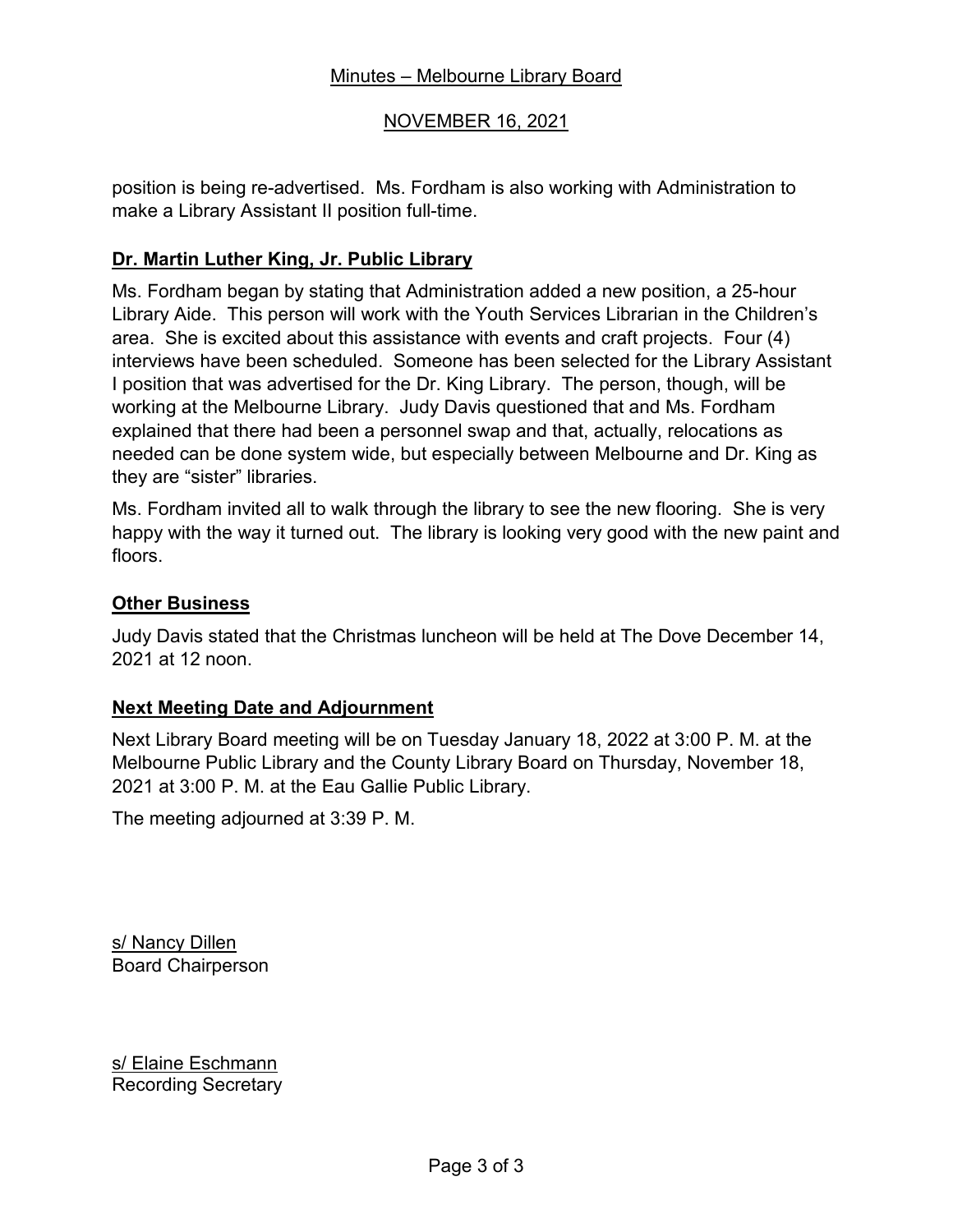position is being re-advertised. Ms. Fordham is also working with Administration to make a Library Assistant II position full-time.

## Dr. Martin Luther King, Jr. Public Library

Ms. Fordham began by stating that Administration added a new position, a 25-hour Library Aide. This person will work with the Youth Services Librarian in the Children's area. She is excited about this assistance with events and craft projects. Four (4) interviews have been scheduled. Someone has been selected for the Library Assistant I position that was advertised for the Dr. King Library. The person, though, will be working at the Melbourne Library. Judy Davis questioned that and Ms. Fordham explained that there had been a personnel swap and that, actually, relocations as needed can be done system wide, but especially between Melbourne and Dr. King as they are "sister" libraries.

Ms. Fordham invited all to walk through the library to see the new flooring. She is very happy with the way it turned out. The library is looking very good with the new paint and floors.

## Other Business

Judy Davis stated that the Christmas luncheon will be held at The Dove December 14, 2021 at 12 noon.

## Next Meeting Date and Adjournment

Next Library Board meeting will be on Tuesday January 18, 2022 at 3:00 P. M. at the Melbourne Public Library and the County Library Board on Thursday, November 18, 2021 at 3:00 P. M. at the Eau Gallie Public Library.

The meeting adjourned at 3:39 P. M.

s/ Nancy Dillen
Board Chairperson

s/ Elaine Eschmann
Recording Secretary